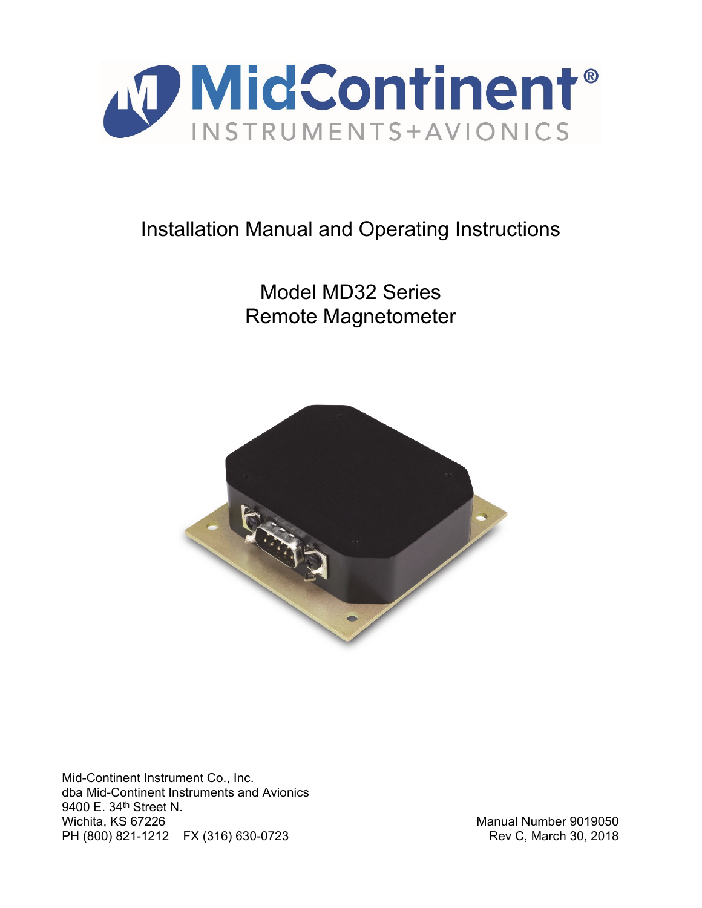MidContinent®
INSTRUMENTS+AVIONICS

# Installation Manual and Operating Instructions

## Model MD32 Series
## Remote Magnetometer

Mid-Continent Instrument Co., Inc.
dba Mid-Continent Instruments and Avionics
9400 E. 34th Street N.
Wichita, KS 67226
PH (800) 821-1212 FX (316) 630-0723

Manual Number 9019050
Rev C, March 30, 2018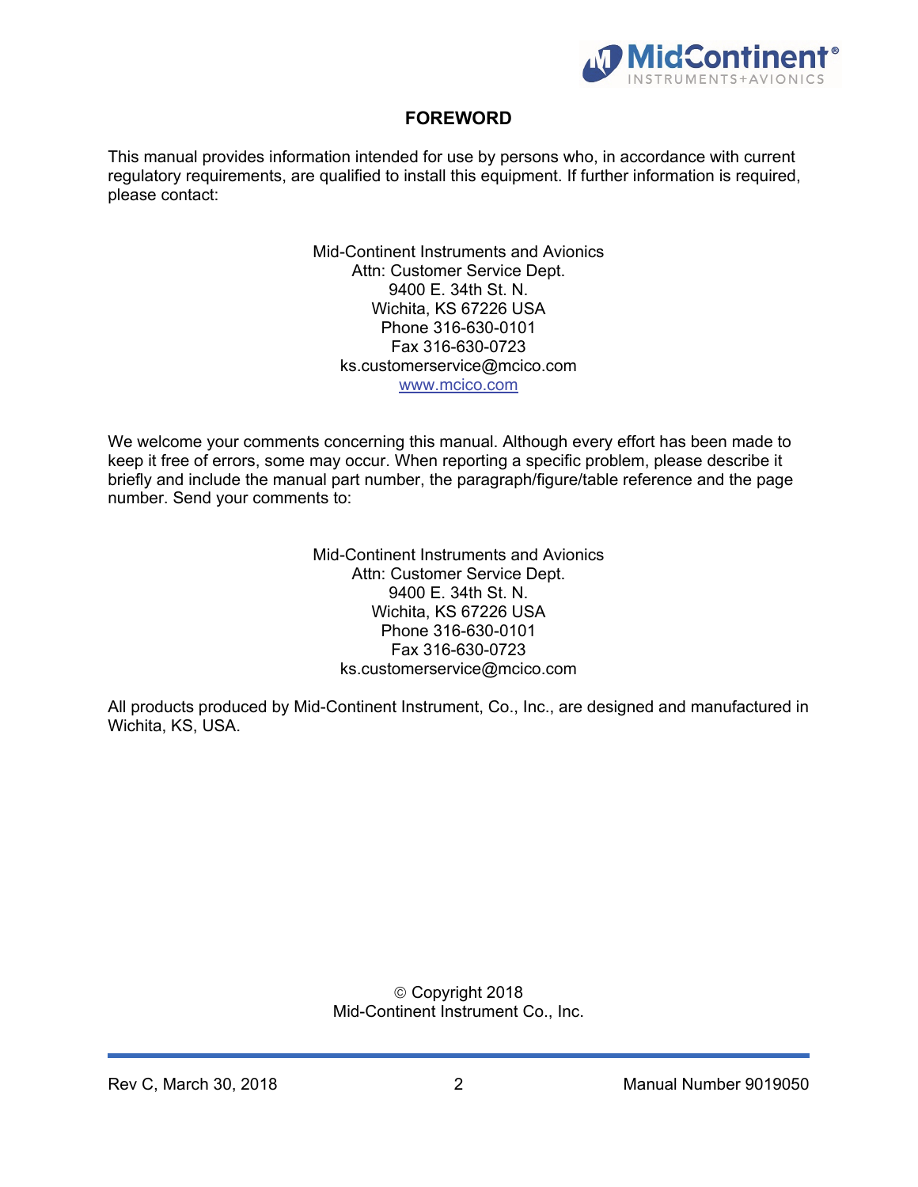# FOREWORD

This manual provides information intended for use by persons who, in accordance with current regulatory requirements, are qualified to install this equipment. If further information is required, please contact:

Mid-Continent Instruments and Avionics
Attn: Customer Service Dept.
9400 E. 34th St. N.
Wichita, KS 67226 USA
Phone 316-630-0101
Fax 316-630-0723
ks.customerservice@mcico.com
www.mcico.com

We welcome your comments concerning this manual. Although every effort has been made to keep it free of errors, some may occur. When reporting a specific problem, please describe it briefly and include the manual part number, the paragraph/figure/table reference and the page number. Send your comments to:

Mid-Continent Instruments and Avionics
Attn: Customer Service Dept.
9400 E. 34th St. N.
Wichita, KS 67226 USA
Phone 316-630-0101
Fax 316-630-0723
ks.customerservice@mcico.com

All products produced by Mid-Continent Instrument, Co., Inc., are designed and manufactured in Wichita, KS, USA.

© Copyright 2018
Mid-Continent Instrument Co., Inc.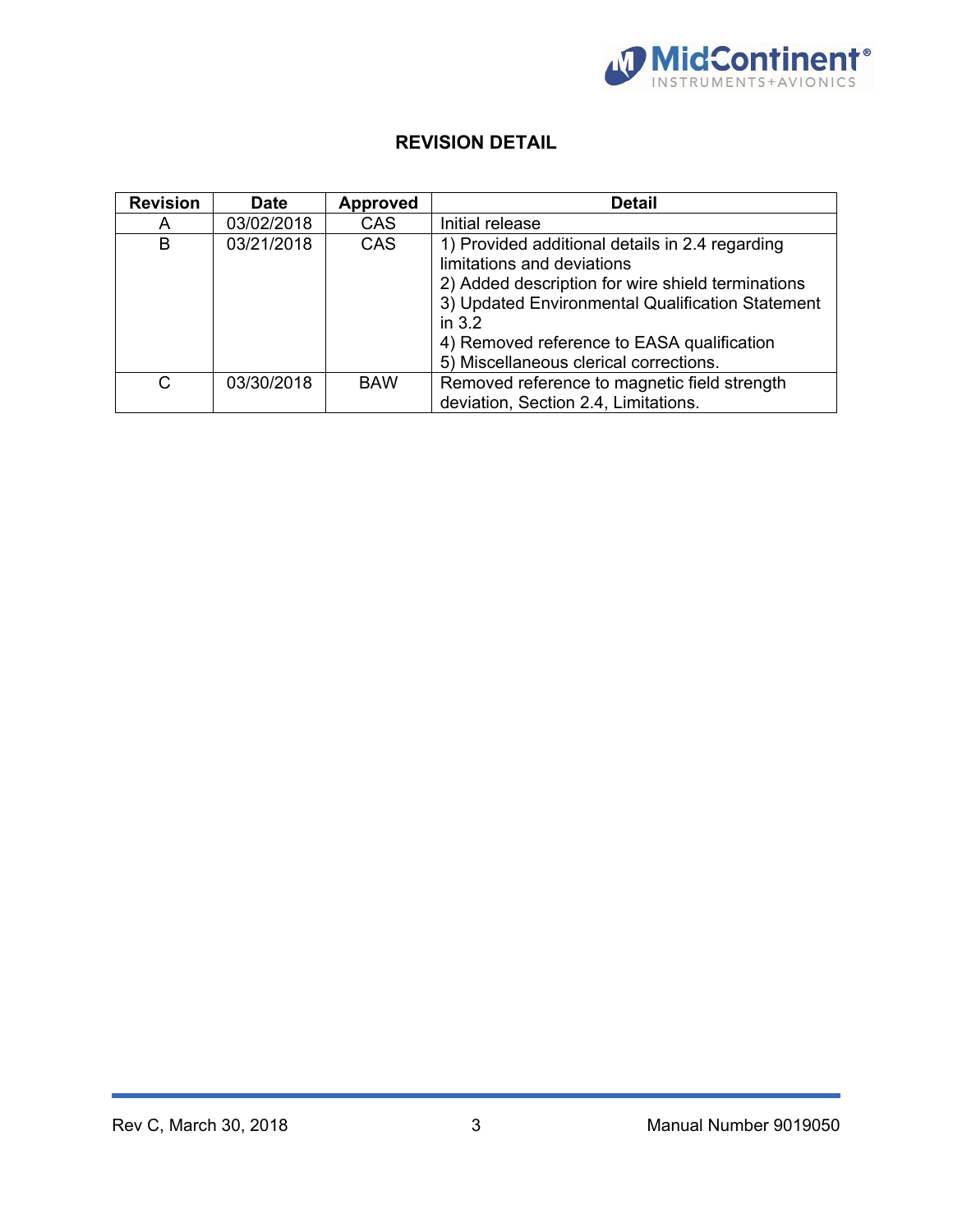# REVISION DETAIL

| Revision | Date | Approved | Detail |
|---|---|---|---|
| A | 03/02/2018 | CAS | Initial release |
| B | 03/21/2018 | CAS | 1) Provided additional details in 2.4 regarding limitations and deviations<br>2) Added description for wire shield terminations<br>3) Updated Environmental Qualification Statement in 3.2<br>4) Removed reference to EASA qualification<br>5) Miscellaneous clerical corrections. |
| C | 03/30/2018 | BAW | Removed reference to magnetic field strength deviation, Section 2.4, Limitations. |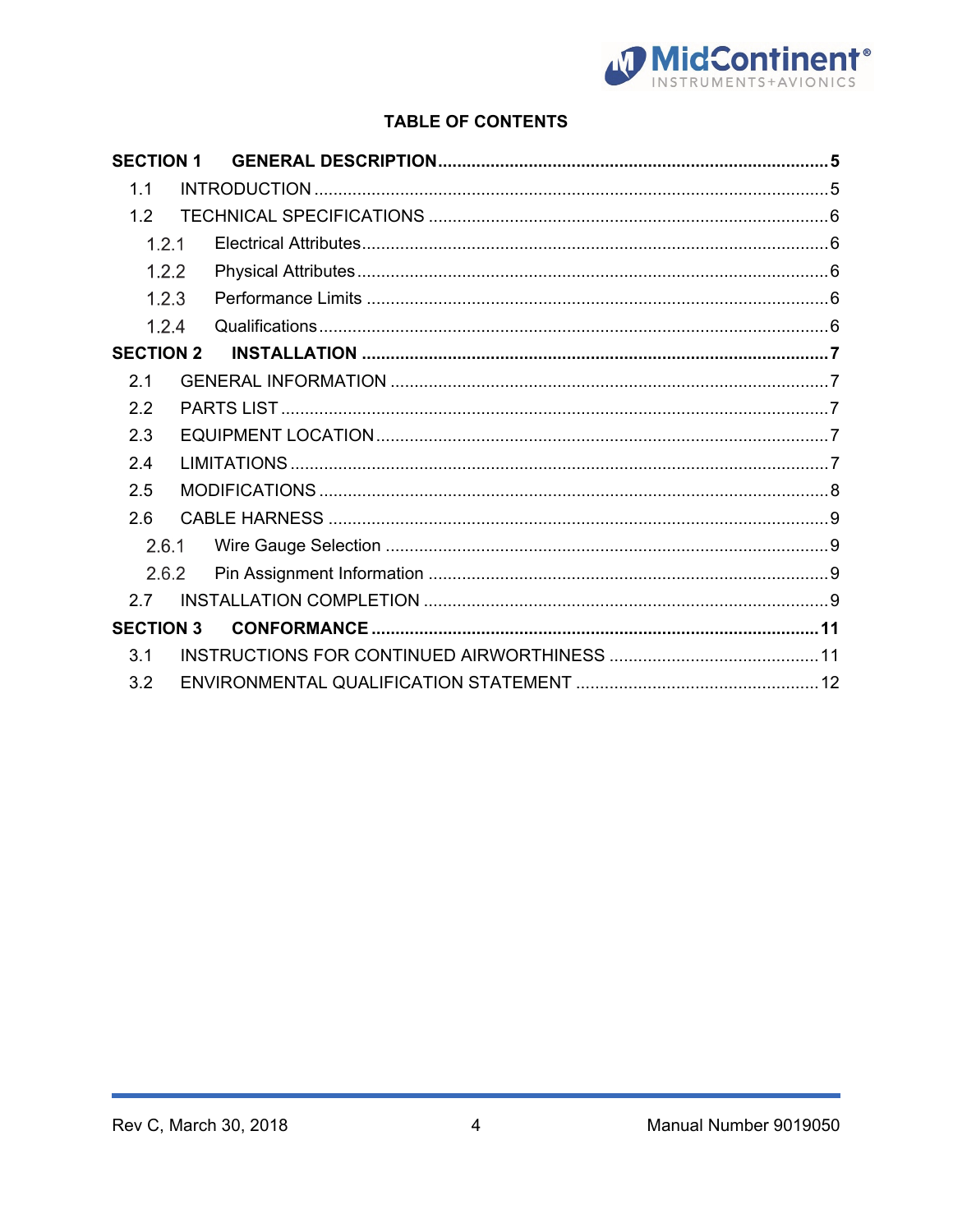# TABLE OF CONTENTS

**SECTION 1 GENERAL DESCRIPTION** ..... **5**

- 1.1 INTRODUCTION ..... 5
- 1.2 TECHNICAL SPECIFICATIONS ..... 6
  - 1.2.1 Electrical Attributes ..... 6
  - 1.2.2 Physical Attributes ..... 6
  - 1.2.3 Performance Limits ..... 6
  - 1.2.4 Qualifications ..... 6

**SECTION 2 INSTALLATION** ..... **7**

- 2.1 GENERAL INFORMATION ..... 7
- 2.2 PARTS LIST ..... 7
- 2.3 EQUIPMENT LOCATION ..... 7
- 2.4 LIMITATIONS ..... 7
- 2.5 MODIFICATIONS ..... 8
- 2.6 CABLE HARNESS ..... 9
  - 2.6.1 Wire Gauge Selection ..... 9
  - 2.6.2 Pin Assignment Information ..... 9
- 2.7 INSTALLATION COMPLETION ..... 9

**SECTION 3 CONFORMANCE** ..... **11**

- 3.1 INSTRUCTIONS FOR CONTINUED AIRWORTHINESS ..... 11
- 3.2 ENVIRONMENTAL QUALIFICATION STATEMENT ..... 12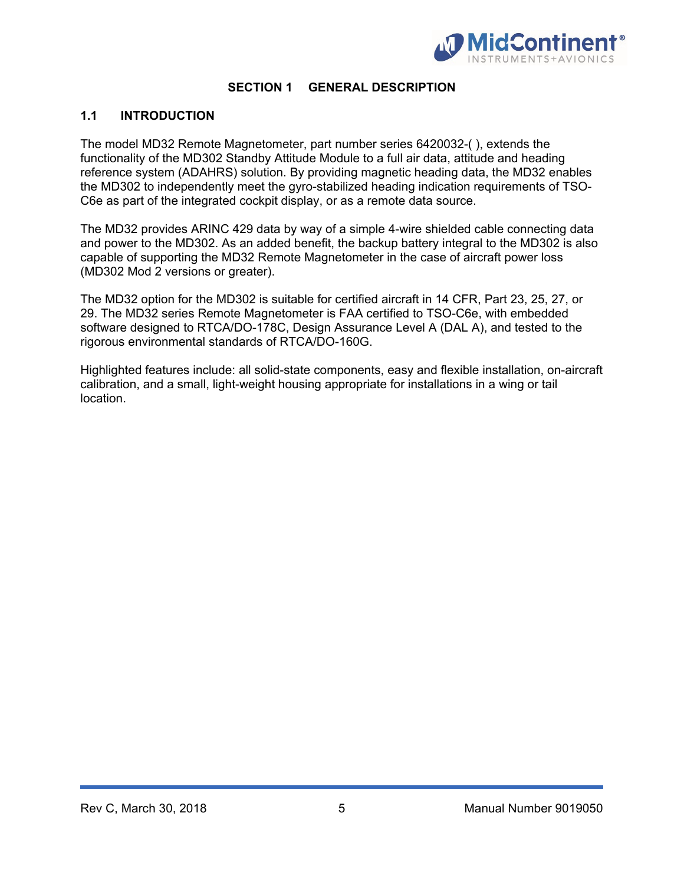# SECTION 1 GENERAL DESCRIPTION

## 1.1 INTRODUCTION

The model MD32 Remote Magnetometer, part number series 6420032-( ), extends the functionality of the MD302 Standby Attitude Module to a full air data, attitude and heading reference system (ADAHRS) solution. By providing magnetic heading data, the MD32 enables the MD302 to independently meet the gyro-stabilized heading indication requirements of TSO-C6e as part of the integrated cockpit display, or as a remote data source.

The MD32 provides ARINC 429 data by way of a simple 4-wire shielded cable connecting data and power to the MD302. As an added benefit, the backup battery integral to the MD302 is also capable of supporting the MD32 Remote Magnetometer in the case of aircraft power loss (MD302 Mod 2 versions or greater).

The MD32 option for the MD302 is suitable for certified aircraft in 14 CFR, Part 23, 25, 27, or 29. The MD32 series Remote Magnetometer is FAA certified to TSO-C6e, with embedded software designed to RTCA/DO-178C, Design Assurance Level A (DAL A), and tested to the rigorous environmental standards of RTCA/DO-160G.

Highlighted features include: all solid-state components, easy and flexible installation, on-aircraft calibration, and a small, light-weight housing appropriate for installations in a wing or tail location.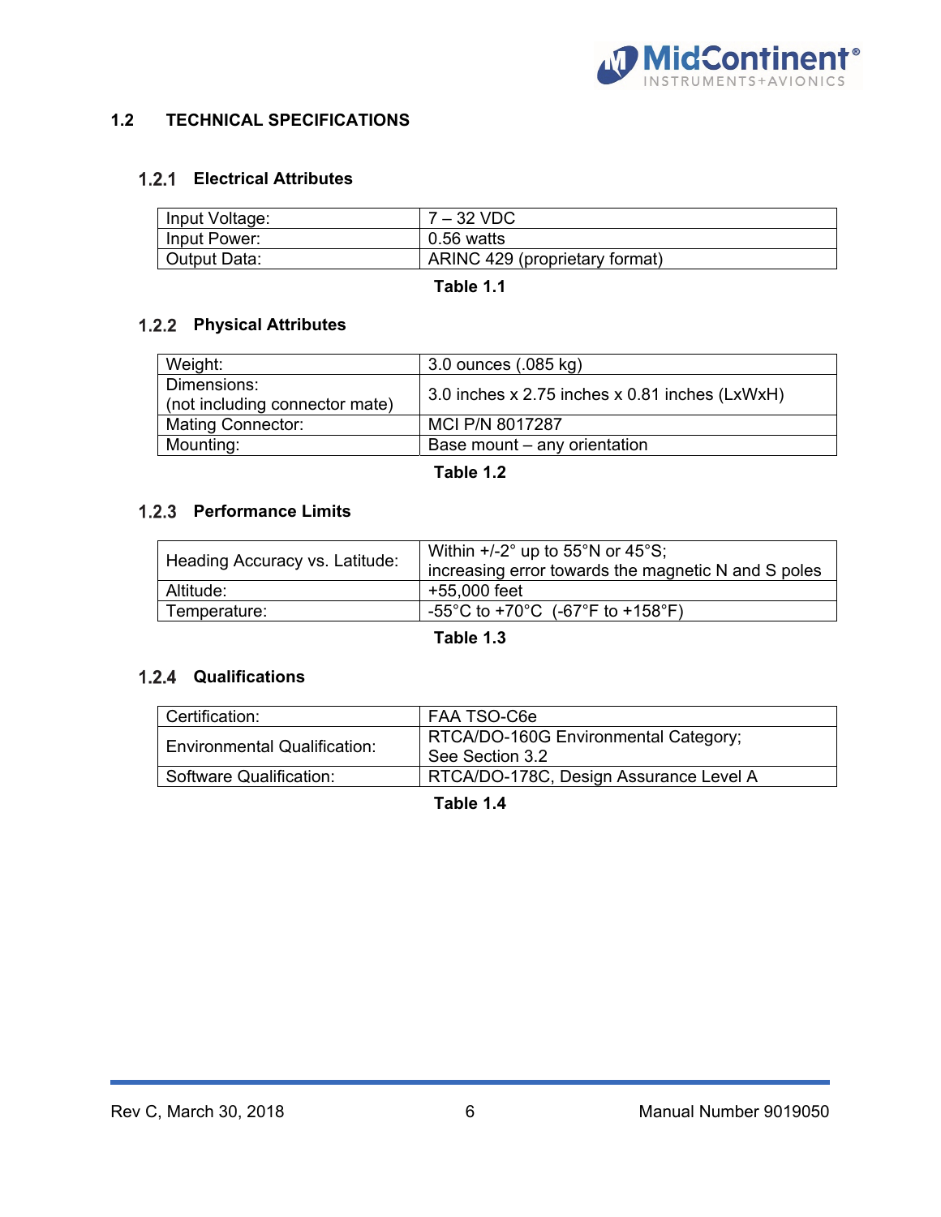## 1.2 TECHNICAL SPECIFICATIONS

### 1.2.1 Electrical Attributes

| | |
|---|---|
| Input Voltage: | 7 – 32 VDC |
| Input Power: | 0.56 watts |
| Output Data: | ARINC 429 (proprietary format) |

**Table 1.1**

### 1.2.2 Physical Attributes

| | |
|---|---|
| Weight: | 3.0 ounces (.085 kg) |
| Dimensions: (not including connector mate) | 3.0 inches x 2.75 inches x 0.81 inches (LxWxH) |
| Mating Connector: | MCI P/N 8017287 |
| Mounting: | Base mount – any orientation |

**Table 1.2**

### 1.2.3 Performance Limits

| | |
|---|---|
| Heading Accuracy vs. Latitude: | Within +/-2° up to 55°N or 45°S; increasing error towards the magnetic N and S poles |
| Altitude: | +55,000 feet |
| Temperature: | -55°C to +70°C (-67°F to +158°F) |

**Table 1.3**

### 1.2.4 Qualifications

| | |
|---|---|
| Certification: | FAA TSO-C6e |
| Environmental Qualification: | RTCA/DO-160G Environmental Category; See Section 3.2 |
| Software Qualification: | RTCA/DO-178C, Design Assurance Level A |

**Table 1.4**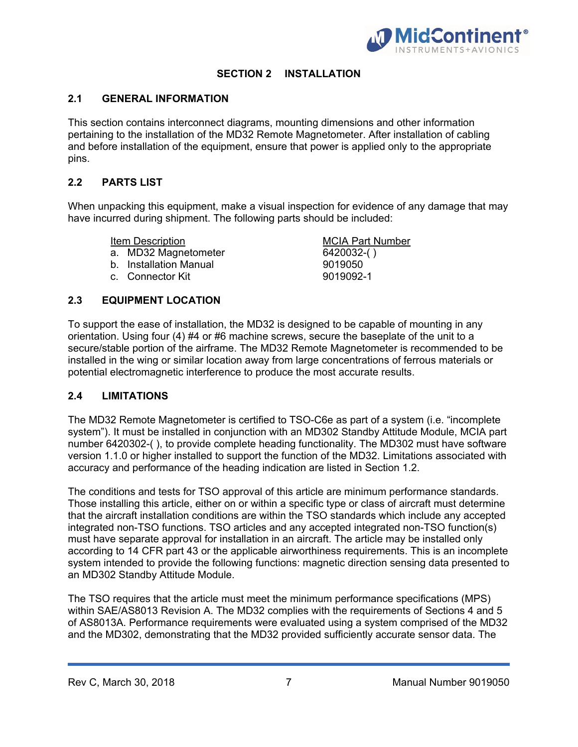# SECTION 2 INSTALLATION

## 2.1 GENERAL INFORMATION

This section contains interconnect diagrams, mounting dimensions and other information pertaining to the installation of the MD32 Remote Magnetometer. After installation of cabling and before installation of the equipment, ensure that power is applied only to the appropriate pins.

## 2.2 PARTS LIST

When unpacking this equipment, make a visual inspection for evidence of any damage that may have incurred during shipment. The following parts should be included:

| Item Description | MCIA Part Number |
|---|---|
| a. MD32 Magnetometer | 6420032-( ) |
| b. Installation Manual | 9019050 |
| c. Connector Kit | 9019092-1 |

## 2.3 EQUIPMENT LOCATION

To support the ease of installation, the MD32 is designed to be capable of mounting in any orientation. Using four (4) #4 or #6 machine screws, secure the baseplate of the unit to a secure/stable portion of the airframe. The MD32 Remote Magnetometer is recommended to be installed in the wing or similar location away from large concentrations of ferrous materials or potential electromagnetic interference to produce the most accurate results.

## 2.4 LIMITATIONS

The MD32 Remote Magnetometer is certified to TSO-C6e as part of a system (i.e. "incomplete system"). It must be installed in conjunction with an MD302 Standby Attitude Module, MCIA part number 6420302-( ), to provide complete heading functionality. The MD302 must have software version 1.1.0 or higher installed to support the function of the MD32. Limitations associated with accuracy and performance of the heading indication are listed in Section 1.2.

The conditions and tests for TSO approval of this article are minimum performance standards. Those installing this article, either on or within a specific type or class of aircraft must determine that the aircraft installation conditions are within the TSO standards which include any accepted integrated non-TSO functions. TSO articles and any accepted integrated non-TSO function(s) must have separate approval for installation in an aircraft. The article may be installed only according to 14 CFR part 43 or the applicable airworthiness requirements. This is an incomplete system intended to provide the following functions: magnetic direction sensing data presented to an MD302 Standby Attitude Module.

The TSO requires that the article must meet the minimum performance specifications (MPS) within SAE/AS8013 Revision A. The MD32 complies with the requirements of Sections 4 and 5 of AS8013A. Performance requirements were evaluated using a system comprised of the MD32 and the MD302, demonstrating that the MD32 provided sufficiently accurate sensor data. The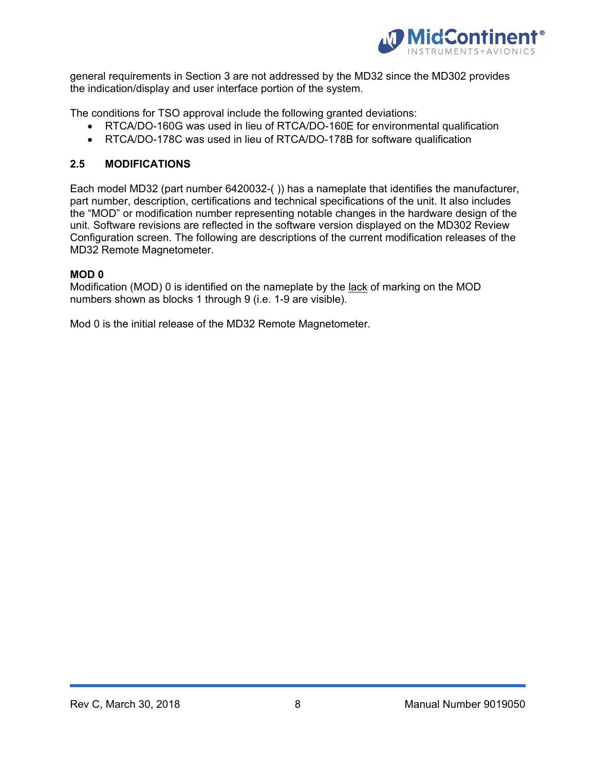general requirements in Section 3 are not addressed by the MD32 since the MD302 provides the indication/display and user interface portion of the system.

The conditions for TSO approval include the following granted deviations:

- RTCA/DO-160G was used in lieu of RTCA/DO-160E for environmental qualification
- RTCA/DO-178C was used in lieu of RTCA/DO-178B for software qualification

## 2.5 MODIFICATIONS

Each model MD32 (part number 6420032-( )) has a nameplate that identifies the manufacturer, part number, description, certifications and technical specifications of the unit. It also includes the "MOD" or modification number representing notable changes in the hardware design of the unit. Software revisions are reflected in the software version displayed on the MD302 Review Configuration screen. The following are descriptions of the current modification releases of the MD32 Remote Magnetometer.

**MOD 0**

Modification (MOD) 0 is identified on the nameplate by the lack of marking on the MOD numbers shown as blocks 1 through 9 (i.e. 1-9 are visible).

Mod 0 is the initial release of the MD32 Remote Magnetometer.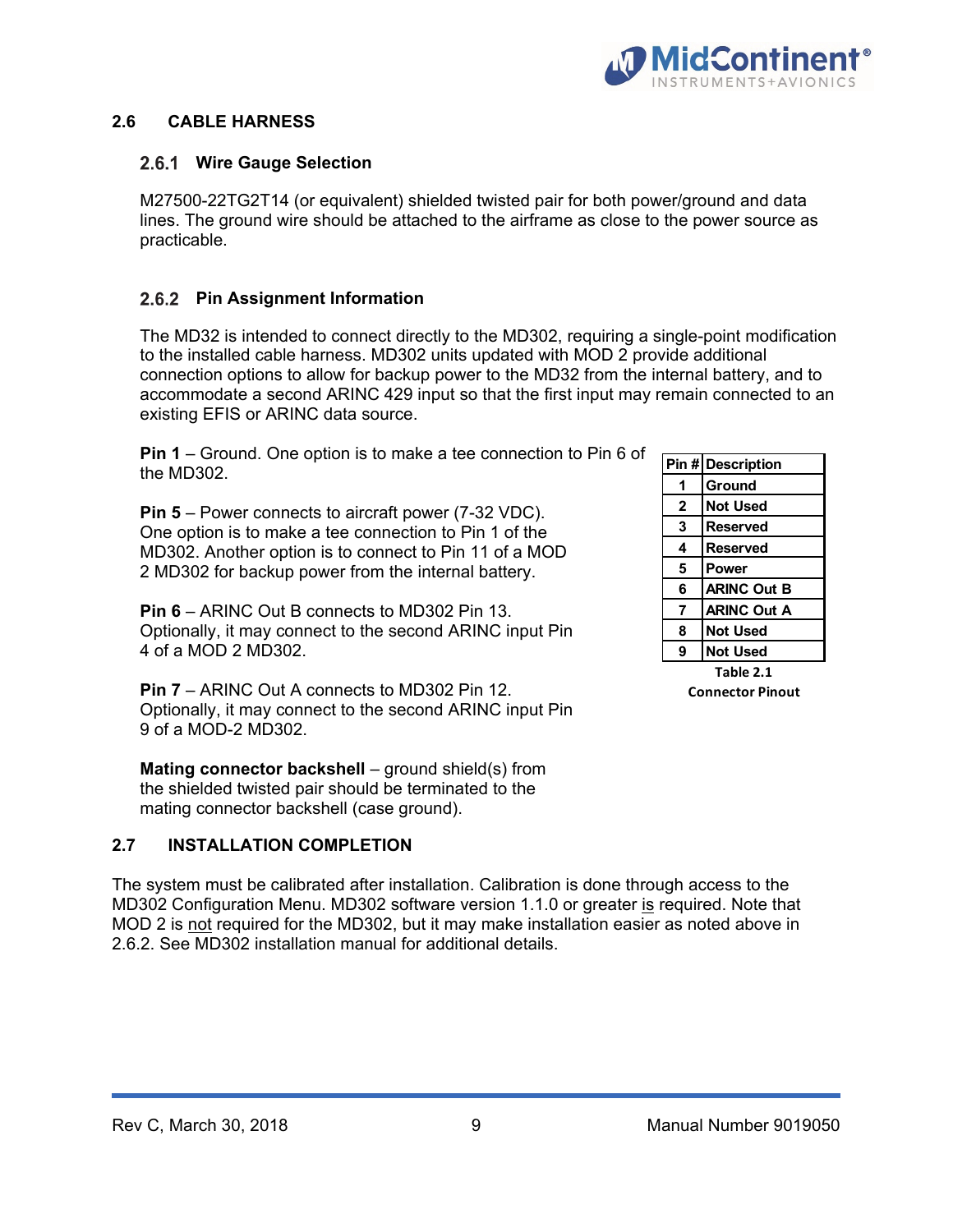## 2.6 CABLE HARNESS

### 2.6.1 Wire Gauge Selection

M27500-22TG2T14 (or equivalent) shielded twisted pair for both power/ground and data lines. The ground wire should be attached to the airframe as close to the power source as practicable.

### 2.6.2 Pin Assignment Information

The MD32 is intended to connect directly to the MD302, requiring a single-point modification to the installed cable harness. MD302 units updated with MOD 2 provide additional connection options to allow for backup power to the MD32 from the internal battery, and to accommodate a second ARINC 429 input so that the first input may remain connected to an existing EFIS or ARINC data source.

**Pin 1** – Ground. One option is to make a tee connection to Pin 6 of the MD302.

**Pin 5** – Power connects to aircraft power (7-32 VDC). One option is to make a tee connection to Pin 1 of the MD302. Another option is to connect to Pin 11 of a MOD 2 MD302 for backup power from the internal battery.

**Pin 6** – ARINC Out B connects to MD302 Pin 13. Optionally, it may connect to the second ARINC input Pin 4 of a MOD 2 MD302.

**Pin 7** – ARINC Out A connects to MD302 Pin 12. Optionally, it may connect to the second ARINC input Pin 9 of a MOD-2 MD302.

**Mating connector backshell** – ground shield(s) from the shielded twisted pair should be terminated to the mating connector backshell (case ground).

| Pin # | Description |
|---|---|
| 1 | Ground |
| 2 | Not Used |
| 3 | Reserved |
| 4 | Reserved |
| 5 | Power |
| 6 | ARINC Out B |
| 7 | ARINC Out A |
| 8 | Not Used |
| 9 | Not Used |

**Table 2.1**
**Connector Pinout**

## 2.7 INSTALLATION COMPLETION

The system must be calibrated after installation. Calibration is done through access to the MD302 Configuration Menu. MD302 software version 1.1.0 or greater is required. Note that MOD 2 is not required for the MD302, but it may make installation easier as noted above in 2.6.2. See MD302 installation manual for additional details.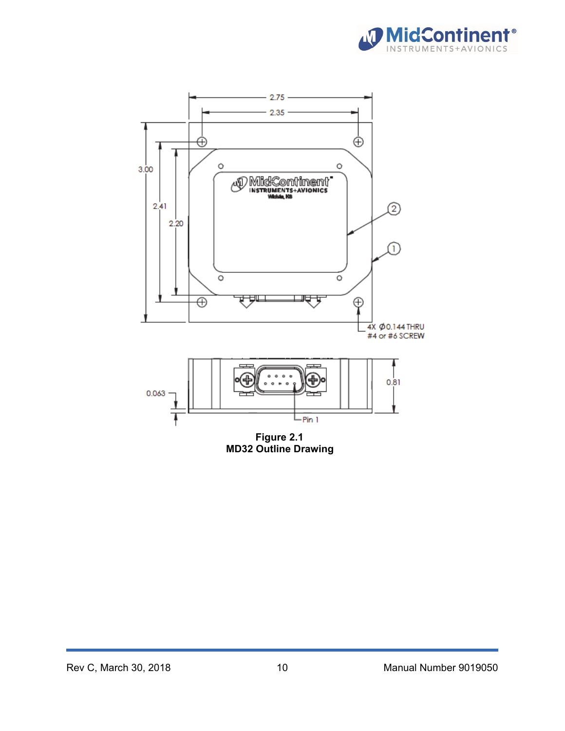2.75

2.35

3.00

2.41

2.20

4X Ø0.144 THRU
#4 or #6 SCREW

0.063

0.81

Pin 1

**Figure 2.1**
**MD32 Outline Drawing**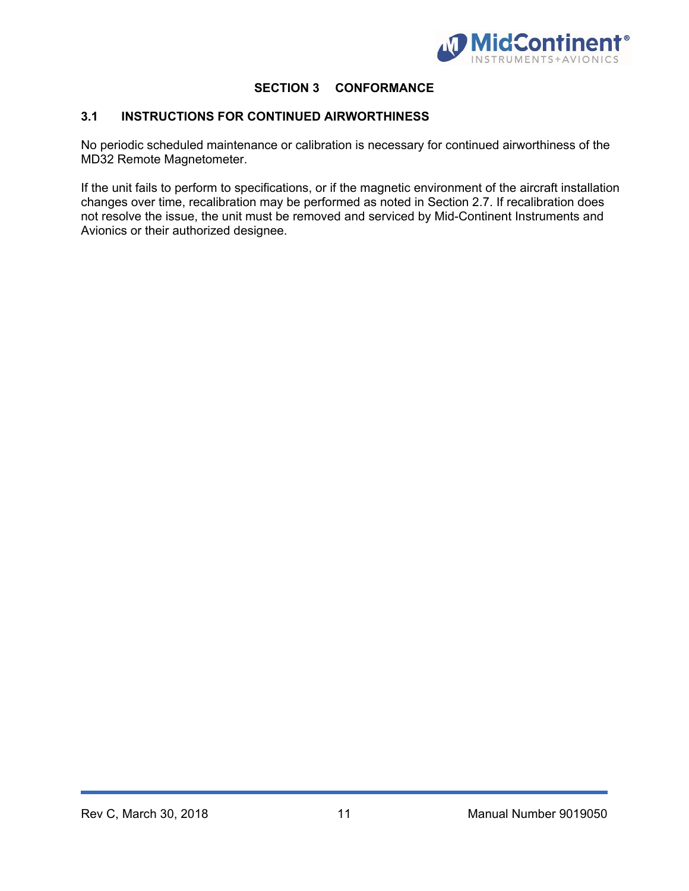# SECTION 3 CONFORMANCE

## 3.1 INSTRUCTIONS FOR CONTINUED AIRWORTHINESS

No periodic scheduled maintenance or calibration is necessary for continued airworthiness of the MD32 Remote Magnetometer.

If the unit fails to perform to specifications, or if the magnetic environment of the aircraft installation changes over time, recalibration may be performed as noted in Section 2.7. If recalibration does not resolve the issue, the unit must be removed and serviced by Mid-Continent Instruments and Avionics or their authorized designee.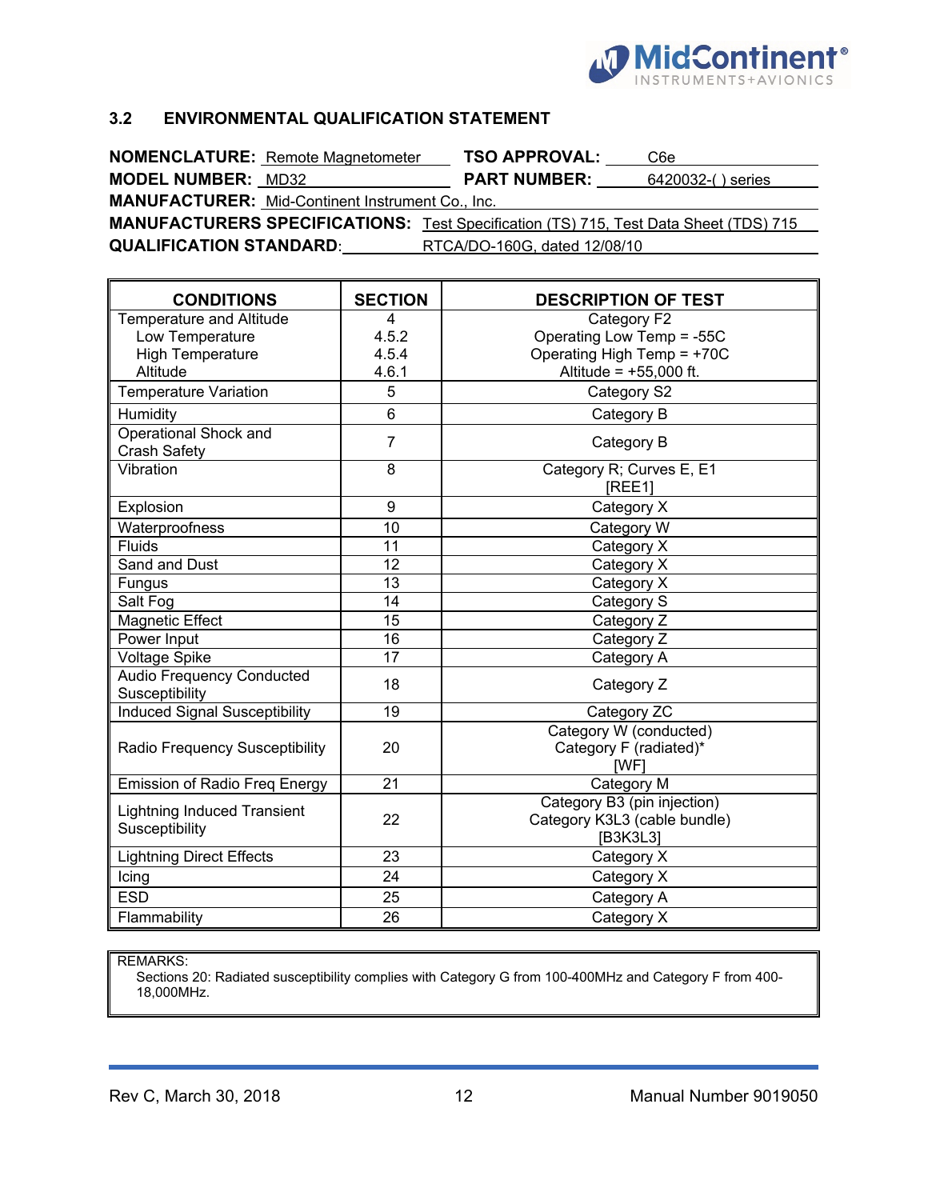## 3.2 ENVIRONMENTAL QUALIFICATION STATEMENT

**NOMENCLATURE:** Remote Magnetometer **TSO APPROVAL:** C6e
**MODEL NUMBER:** MD32 **PART NUMBER:** 6420032-( ) series
**MANUFACTURER:** Mid-Continent Instrument Co., Inc.
**MANUFACTURERS SPECIFICATIONS:** Test Specification (TS) 715, Test Data Sheet (TDS) 715
**QUALIFICATION STANDARD**: RTCA/DO-160G, dated 12/08/10

| CONDITIONS | SECTION | DESCRIPTION OF TEST |
|---|---|---|
| Temperature and Altitude<br>Low Temperature<br>High Temperature<br>Altitude | 4<br>4.5.2<br>4.5.4<br>4.6.1 | Category F2<br>Operating Low Temp = -55C<br>Operating High Temp = +70C<br>Altitude = +55,000 ft. |
| Temperature Variation | 5 | Category S2 |
| Humidity | 6 | Category B |
| Operational Shock and Crash Safety | 7 | Category B |
| Vibration | 8 | Category R; Curves E, E1<br>[REE1] |
| Explosion | 9 | Category X |
| Waterproofness | 10 | Category W |
| Fluids | 11 | Category X |
| Sand and Dust | 12 | Category X |
| Fungus | 13 | Category X |
| Salt Fog | 14 | Category S |
| Magnetic Effect | 15 | Category Z |
| Power Input | 16 | Category Z |
| Voltage Spike | 17 | Category A |
| Audio Frequency Conducted Susceptibility | 18 | Category Z |
| Induced Signal Susceptibility | 19 | Category ZC |
| Radio Frequency Susceptibility | 20 | Category W (conducted)<br>Category F (radiated)*<br>[WF] |
| Emission of Radio Freq Energy | 21 | Category M |
| Lightning Induced Transient Susceptibility | 22 | Category B3 (pin injection)<br>Category K3L3 (cable bundle)<br>[B3K3L3] |
| Lightning Direct Effects | 23 | Category X |
| Icing | 24 | Category X |
| ESD | 25 | Category A |
| Flammability | 26 | Category X |

REMARKS:
Sections 20: Radiated susceptibility complies with Category G from 100-400MHz and Category F from 400-18,000MHz.